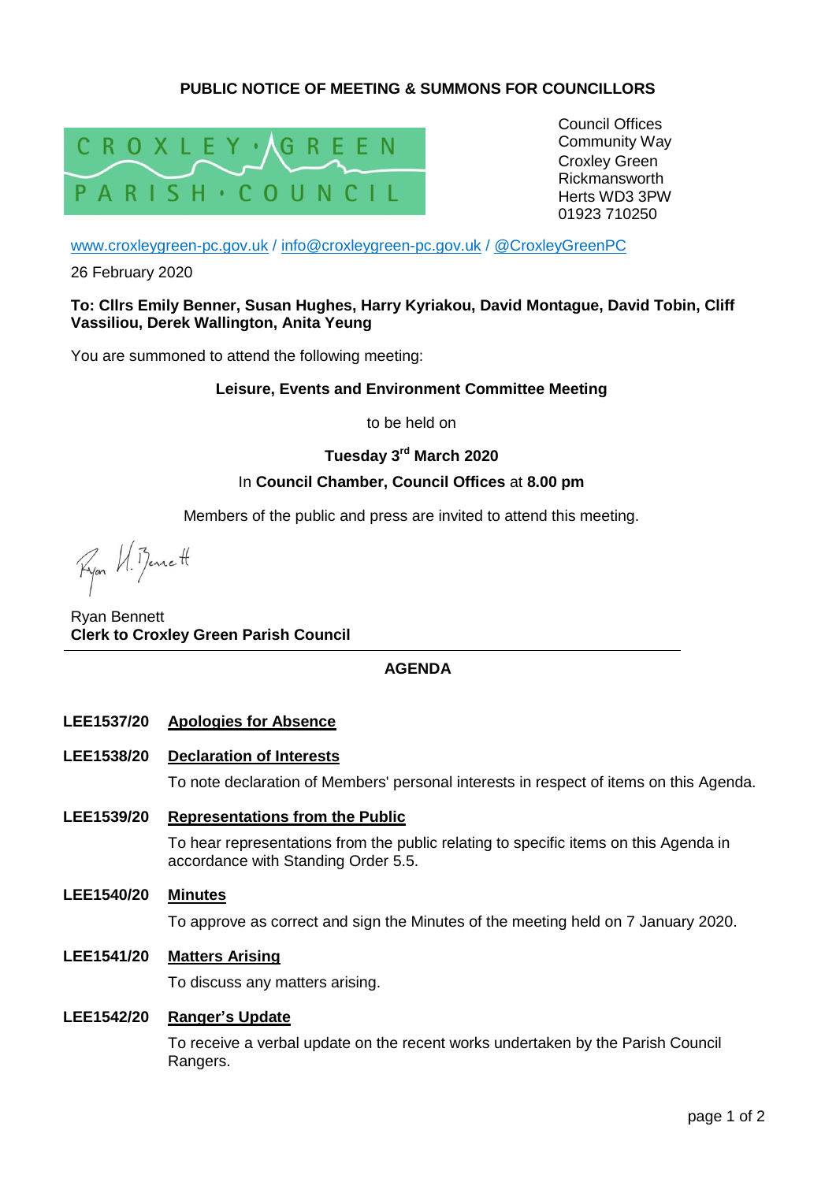**PUBLIC NOTICE OF MEETING & SUMMONS FOR COUNCILLORS**

CROXLEY GREEN PARISH COUNCIL

Council Offices
Community Way
Croxley Green
Rickmansworth
Herts WD3 3PW
01923 710250

www.croxleygreen-pc.gov.uk / info@croxleygreen-pc.gov.uk / @CroxleyGreenPC

26 February 2020

**To: Cllrs Emily Benner, Susan Hughes, Harry Kyriakou, David Montague, David Tobin, Cliff Vassiliou, Derek Wallington, Anita Yeung**

You are summoned to attend the following meeting:

**Leisure, Events and Environment Committee Meeting**

to be held on

**Tuesday 3rd March 2020**

In **Council Chamber, Council Offices** at **8.00 pm**

Members of the public and press are invited to attend this meeting.

Ryan Bennett
**Clerk to Croxley Green Parish Council**

---

## AGENDA

**LEE1537/20** **Apologies for Absence**

**LEE1538/20** **Declaration of Interests**

To note declaration of Members' personal interests in respect of items on this Agenda.

**LEE1539/20** **Representations from the Public**

To hear representations from the public relating to specific items on this Agenda in accordance with Standing Order 5.5.

**LEE1540/20** **Minutes**

To approve as correct and sign the Minutes of the meeting held on 7 January 2020.

**LEE1541/20** **Matters Arising**

To discuss any matters arising.

**LEE1542/20** **Ranger's Update**

To receive a verbal update on the recent works undertaken by the Parish Council Rangers.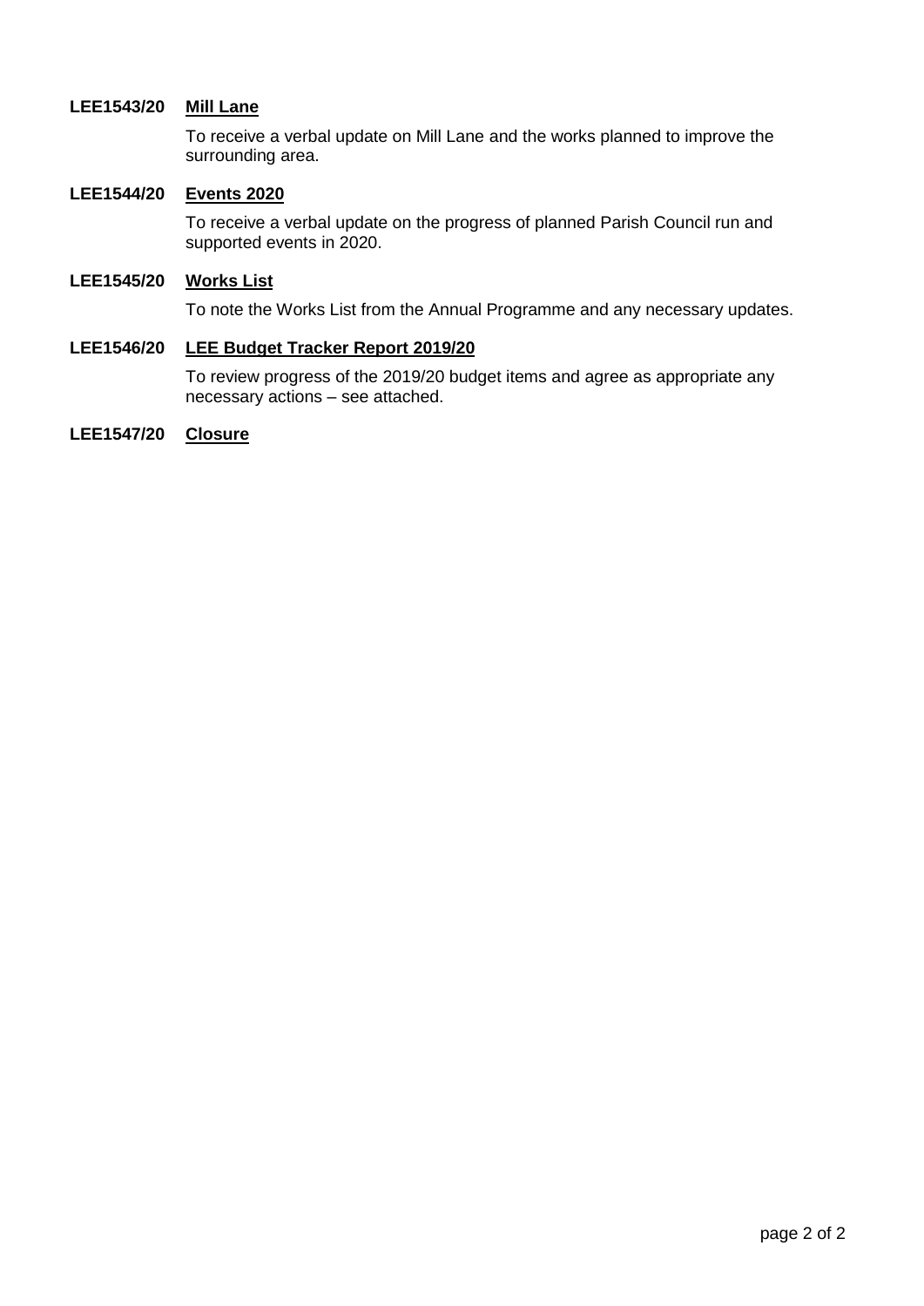**LEE1543/20 Mill Lane**

To receive a verbal update on Mill Lane and the works planned to improve the surrounding area.

**LEE1544/20 Events 2020**

To receive a verbal update on the progress of planned Parish Council run and supported events in 2020.

**LEE1545/20 Works List**

To note the Works List from the Annual Programme and any necessary updates.

**LEE1546/20 LEE Budget Tracker Report 2019/20**

To review progress of the 2019/20 budget items and agree as appropriate any necessary actions – see attached.

**LEE1547/20 Closure**